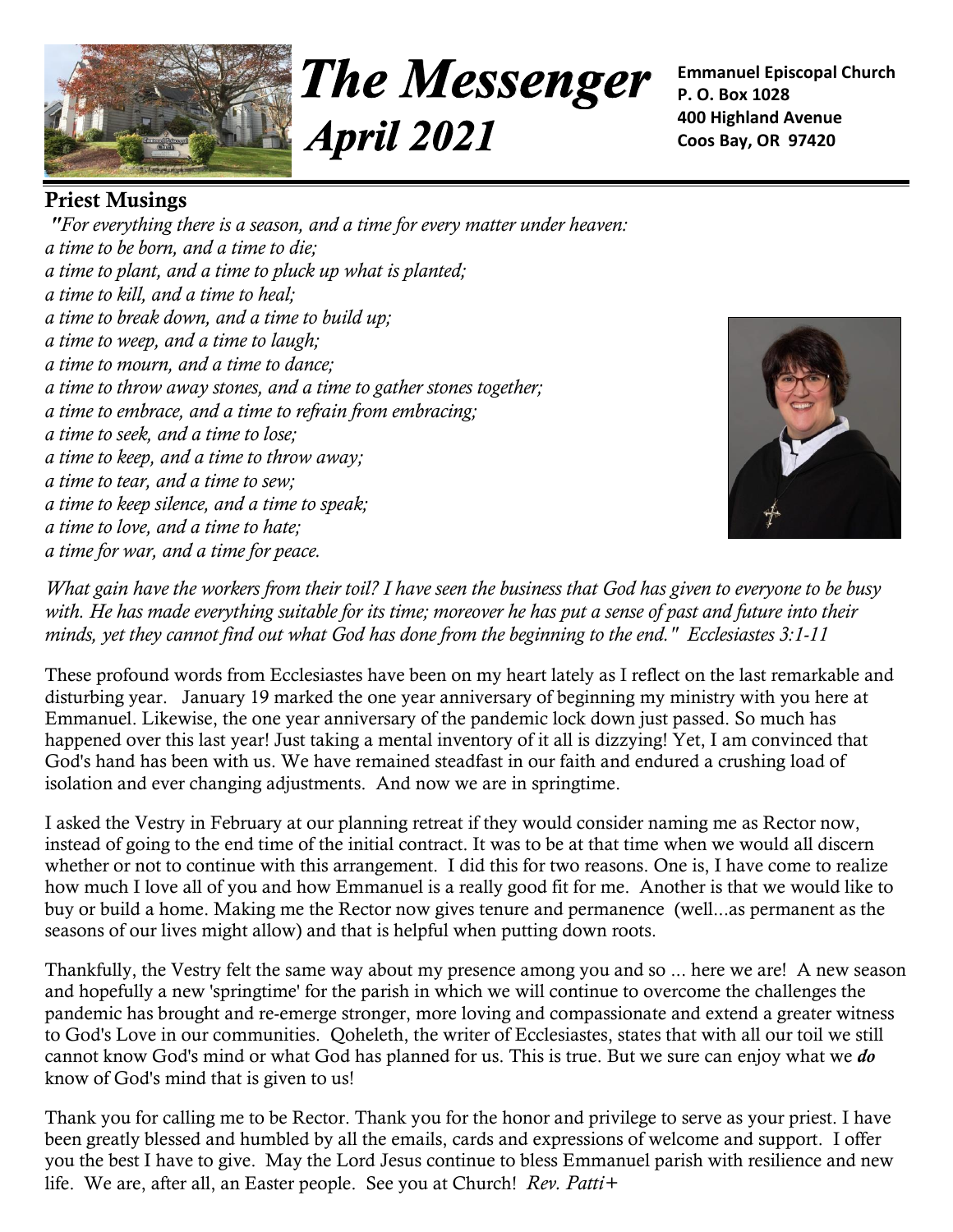# The Messenger
## April 2021

**Emmanuel Episcopal Church**
**P. O. Box 1028**
**400 Highland Avenue**
**Coos Bay, OR 97420**

## Priest Musings

*"For everything there is a season, and a time for every matter under heaven:*
*a time to be born, and a time to die;*
*a time to plant, and a time to pluck up what is planted;*
*a time to kill, and a time to heal;*
*a time to break down, and a time to build up;*
*a time to weep, and a time to laugh;*
*a time to mourn, and a time to dance;*
*a time to throw away stones, and a time to gather stones together;*
*a time to embrace, and a time to refrain from embracing;*
*a time to seek, and a time to lose;*
*a time to keep, and a time to throw away;*
*a time to tear, and a time to sew;*
*a time to keep silence, and a time to speak;*
*a time to love, and a time to hate;*
*a time for war, and a time for peace.*

*What gain have the workers from their toil? I have seen the business that God has given to everyone to be busy with. He has made everything suitable for its time; moreover he has put a sense of past and future into their minds, yet they cannot find out what God has done from the beginning to the end." Ecclesiastes 3:1-11*

These profound words from Ecclesiastes have been on my heart lately as I reflect on the last remarkable and disturbing year. January 19 marked the one year anniversary of beginning my ministry with you here at Emmanuel. Likewise, the one year anniversary of the pandemic lock down just passed. So much has happened over this last year! Just taking a mental inventory of it all is dizzying! Yet, I am convinced that God's hand has been with us. We have remained steadfast in our faith and endured a crushing load of isolation and ever changing adjustments. And now we are in springtime.

I asked the Vestry in February at our planning retreat if they would consider naming me as Rector now, instead of going to the end time of the initial contract. It was to be at that time when we would all discern whether or not to continue with this arrangement. I did this for two reasons. One is, I have come to realize how much I love all of you and how Emmanuel is a really good fit for me. Another is that we would like to buy or build a home. Making me the Rector now gives tenure and permanence (well...as permanent as the seasons of our lives might allow) and that is helpful when putting down roots.

Thankfully, the Vestry felt the same way about my presence among you and so ... here we are! A new season and hopefully a new 'springtime' for the parish in which we will continue to overcome the challenges the pandemic has brought and re-emerge stronger, more loving and compassionate and extend a greater witness to God's Love in our communities. Qoheleth, the writer of Ecclesiastes, states that with all our toil we still cannot know God's mind or what God has planned for us. This is true. But we sure can enjoy what we ***do*** know of God's mind that is given to us!

Thank you for calling me to be Rector. Thank you for the honor and privilege to serve as your priest. I have been greatly blessed and humbled by all the emails, cards and expressions of welcome and support. I offer you the best I have to give. May the Lord Jesus continue to bless Emmanuel parish with resilience and new life. We are, after all, an Easter people. See you at Church! *Rev. Patti+*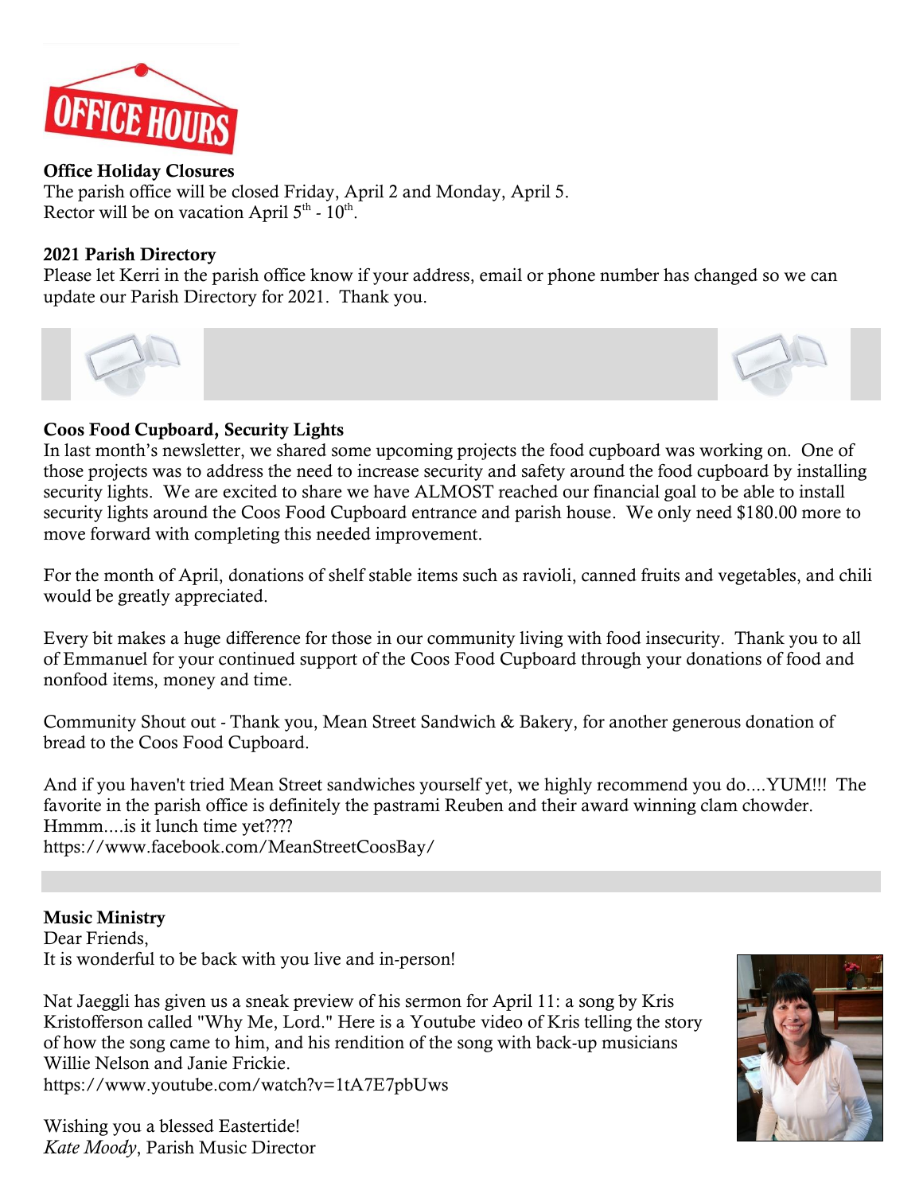**Office Holiday Closures**
The parish office will be closed Friday, April 2 and Monday, April 5.
Rector will be on vacation April 5th - 10th.

**2021 Parish Directory**
Please let Kerri in the parish office know if your address, email or phone number has changed so we can update our Parish Directory for 2021. Thank you.

**Coos Food Cupboard, Security Lights**
In last month's newsletter, we shared some upcoming projects the food cupboard was working on. One of those projects was to address the need to increase security and safety around the food cupboard by installing security lights. We are excited to share we have ALMOST reached our financial goal to be able to install security lights around the Coos Food Cupboard entrance and parish house. We only need $180.00 more to move forward with completing this needed improvement.

For the month of April, donations of shelf stable items such as ravioli, canned fruits and vegetables, and chili would be greatly appreciated.

Every bit makes a huge difference for those in our community living with food insecurity. Thank you to all of Emmanuel for your continued support of the Coos Food Cupboard through your donations of food and nonfood items, money and time.

Community Shout out - Thank you, Mean Street Sandwich & Bakery, for another generous donation of bread to the Coos Food Cupboard.

And if you haven't tried Mean Street sandwiches yourself yet, we highly recommend you do....YUM!!! The favorite in the parish office is definitely the pastrami Reuben and their award winning clam chowder. Hmmm....is it lunch time yet????
https://www.facebook.com/MeanStreetCoosBay/

**Music Ministry**
Dear Friends,
It is wonderful to be back with you live and in-person!

Nat Jaeggli has given us a sneak preview of his sermon for April 11: a song by Kris Kristofferson called "Why Me, Lord." Here is a Youtube video of Kris telling the story of how the song came to him, and his rendition of the song with back-up musicians Willie Nelson and Janie Frickie.
https://www.youtube.com/watch?v=1tA7E7pbUws

Wishing you a blessed Eastertide!
*Kate Moody*, Parish Music Director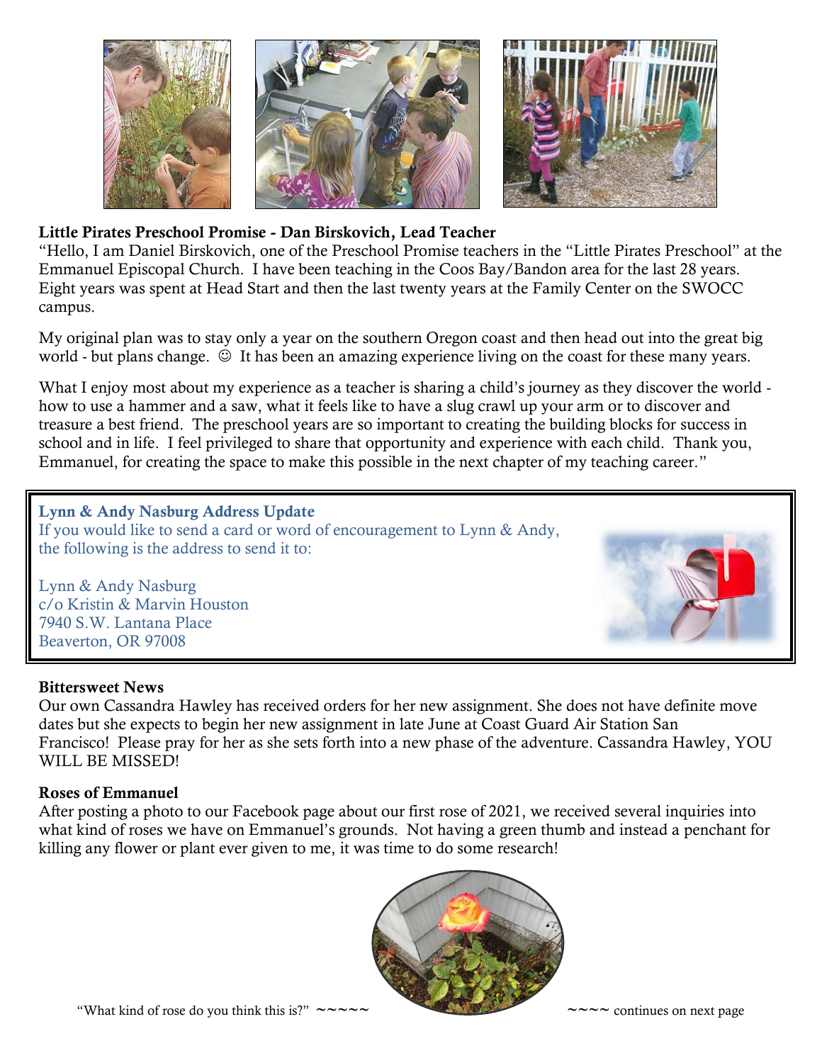**Little Pirates Preschool Promise - Dan Birskovich, Lead Teacher**

"Hello, I am Daniel Birskovich, one of the Preschool Promise teachers in the "Little Pirates Preschool" at the Emmanuel Episcopal Church. I have been teaching in the Coos Bay/Bandon area for the last 28 years. Eight years was spent at Head Start and then the last twenty years at the Family Center on the SWOCC campus.

My original plan was to stay only a year on the southern Oregon coast and then head out into the great big world - but plans change. ☺ It has been an amazing experience living on the coast for these many years.

What I enjoy most about my experience as a teacher is sharing a child's journey as they discover the world - how to use a hammer and a saw, what it feels like to have a slug crawl up your arm or to discover and treasure a best friend. The preschool years are so important to creating the building blocks for success in school and in life. I feel privileged to share that opportunity and experience with each child. Thank you, Emmanuel, for creating the space to make this possible in the next chapter of my teaching career."

**Lynn & Andy Nasburg Address Update**

If you would like to send a card or word of encouragement to Lynn & Andy, the following is the address to send it to:

Lynn & Andy Nasburg
c/o Kristin & Marvin Houston
7940 S.W. Lantana Place
Beaverton, OR 97008

**Bittersweet News**

Our own Cassandra Hawley has received orders for her new assignment. She does not have definite move dates but she expects to begin her new assignment in late June at Coast Guard Air Station San Francisco! Please pray for her as she sets forth into a new phase of the adventure. Cassandra Hawley, YOU WILL BE MISSED!

**Roses of Emmanuel**

After posting a photo to our Facebook page about our first rose of 2021, we received several inquiries into what kind of roses we have on Emmanuel's grounds. Not having a green thumb and instead a penchant for killing any flower or plant ever given to me, it was time to do some research!

"What kind of rose do you think this is?" ~~~~~ ~~~~ continues on next page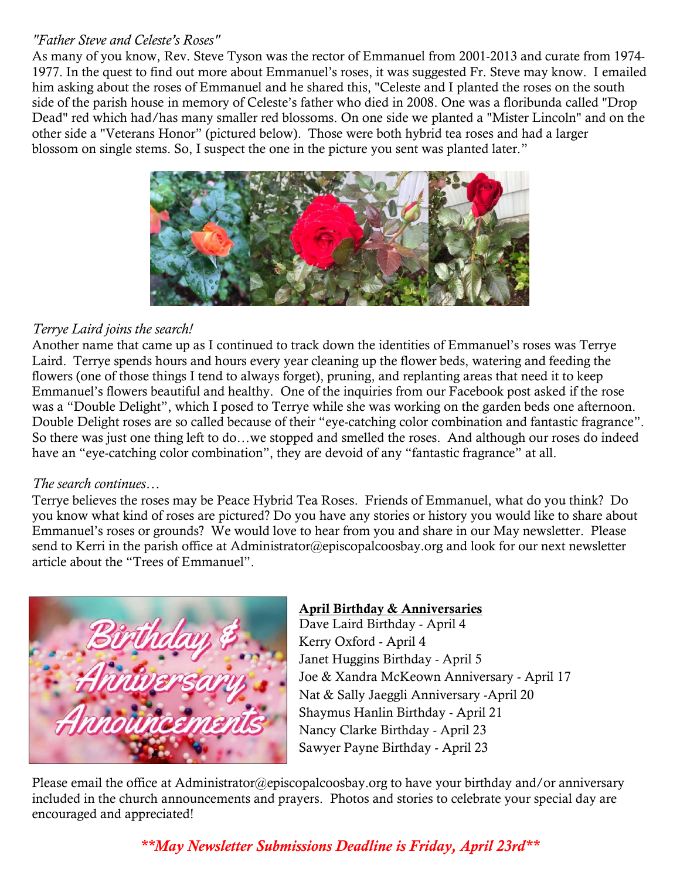*"Father Steve and Celeste's Roses"*

As many of you know, Rev. Steve Tyson was the rector of Emmanuel from 2001-2013 and curate from 1974-1977. In the quest to find out more about Emmanuel's roses, it was suggested Fr. Steve may know. I emailed him asking about the roses of Emmanuel and he shared this, "Celeste and I planted the roses on the south side of the parish house in memory of Celeste's father who died in 2008. One was a floribunda called "Drop Dead" red which had/has many smaller red blossoms. On one side we planted a "Mister Lincoln" and on the other side a "Veterans Honor" (pictured below). Those were both hybrid tea roses and had a larger blossom on single stems. So, I suspect the one in the picture you sent was planted later."

*Terrye Laird joins the search!*

Another name that came up as I continued to track down the identities of Emmanuel's roses was Terrye Laird. Terrye spends hours and hours every year cleaning up the flower beds, watering and feeding the flowers (one of those things I tend to always forget), pruning, and replanting areas that need it to keep Emmanuel's flowers beautiful and healthy. One of the inquiries from our Facebook post asked if the rose was a "Double Delight", which I posed to Terrye while she was working on the garden beds one afternoon. Double Delight roses are so called because of their "eye-catching color combination and fantastic fragrance". So there was just one thing left to do…we stopped and smelled the roses. And although our roses do indeed have an "eye-catching color combination", they are devoid of any "fantastic fragrance" at all.

*The search continues…*

Terrye believes the roses may be Peace Hybrid Tea Roses. Friends of Emmanuel, what do you think? Do you know what kind of roses are pictured? Do you have any stories or history you would like to share about Emmanuel's roses or grounds? We would love to hear from you and share in our May newsletter. Please send to Kerri in the parish office at Administrator@episcopalcoosbay.org and look for our next newsletter article about the "Trees of Emmanuel".

Birthday & Anniversary Announcements

**April Birthday & Anniversaries**

Dave Laird Birthday - April 4
Kerry Oxford - April 4
Janet Huggins Birthday - April 5
Joe & Xandra McKeown Anniversary - April 17
Nat & Sally Jaeggli Anniversary -April 20
Shaymus Hanlin Birthday - April 21
Nancy Clarke Birthday - April 23
Sawyer Payne Birthday - April 23

Please email the office at Administrator@episcopalcoosbay.org to have your birthday and/or anniversary included in the church announcements and prayers. Photos and stories to celebrate your special day are encouraged and appreciated!

***\*\*May Newsletter Submissions Deadline is Friday, April 23rd\*\****